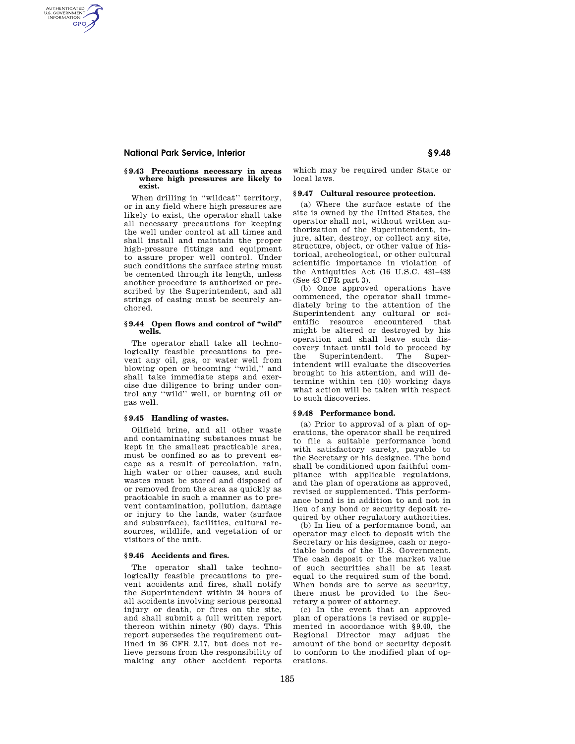### § 9.43 Precautions necessary in areas where high pressures are likely to exist.

When drilling in "wildcat" territory, or in any field where high pressures are likely to exist, the operator shall take all necessary precautions for keeping the well under control at all times and shall install and maintain the proper high-pressure fittings and equipment to assure proper well control. Under such conditions the surface string must be cemented through its length, unless another procedure is authorized or prescribed by the Superintendent, and all strings of casing must be securely anchored.

### § 9.44 Open flows and control of "wild" wells.

The operator shall take all technologically feasible precautions to prevent any oil, gas, or water well from blowing open or becoming "wild," and shall take immediate steps and exercise due diligence to bring under control any "wild" well, or burning oil or gas well.

### § 9.45 Handling of wastes.

Oilfield brine, and all other waste and contaminating substances must be kept in the smallest practicable area, must be confined so as to prevent escape as a result of percolation, rain, high water or other causes, and such wastes must be stored and disposed of or removed from the area as quickly as practicable in such a manner as to prevent contamination, pollution, damage or injury to the lands, water (surface and subsurface), facilities, cultural resources, wildlife, and vegetation of or visitors of the unit.

### § 9.46 Accidents and fires.

The operator shall take technologically feasible precautions to prevent accidents and fires, shall notify the Superintendent within 24 hours of all accidents involving serious personal injury or death, or fires on the site, and shall submit a full written report thereon within ninety (90) days. This report supersedes the requirement outlined in 36 CFR 2.17, but does not relieve persons from the responsibility of making any other accident reports which may be required under State or local laws.

### § 9.47 Cultural resource protection.

(a) Where the surface estate of the site is owned by the United States, the operator shall not, without written authorization of the Superintendent, injure, alter, destroy, or collect any site, structure, object, or other value of historical, archeological, or other cultural scientific importance in violation of the Antiquities Act (16 U.S.C. 431–433 (See 43 CFR part 3).

(b) Once approved operations have commenced, the operator shall immediately bring to the attention of the Superintendent any cultural or scientific resource encountered that might be altered or destroyed by his operation and shall leave such discovery intact until told to proceed by the Superintendent. The Superintendent will evaluate the discoveries brought to his attention, and will determine within ten (10) working days what action will be taken with respect to such discoveries.

### § 9.48 Performance bond.

(a) Prior to approval of a plan of operations, the operator shall be required to file a suitable performance bond with satisfactory surety, payable to the Secretary or his designee. The bond shall be conditioned upon faithful compliance with applicable regulations, and the plan of operations as approved, revised or supplemented. This performance bond is in addition to and not in lieu of any bond or security deposit required by other regulatory authorities.

(b) In lieu of a performance bond, an operator may elect to deposit with the Secretary or his designee, cash or negotiable bonds of the U.S. Government. The cash deposit or the market value of such securities shall be at least equal to the required sum of the bond. When bonds are to serve as security, there must be provided to the Secretary a power of attorney.

(c) In the event that an approved plan of operations is revised or supplemented in accordance with § 9.40, the Regional Director may adjust the amount of the bond or security deposit to conform to the modified plan of operations.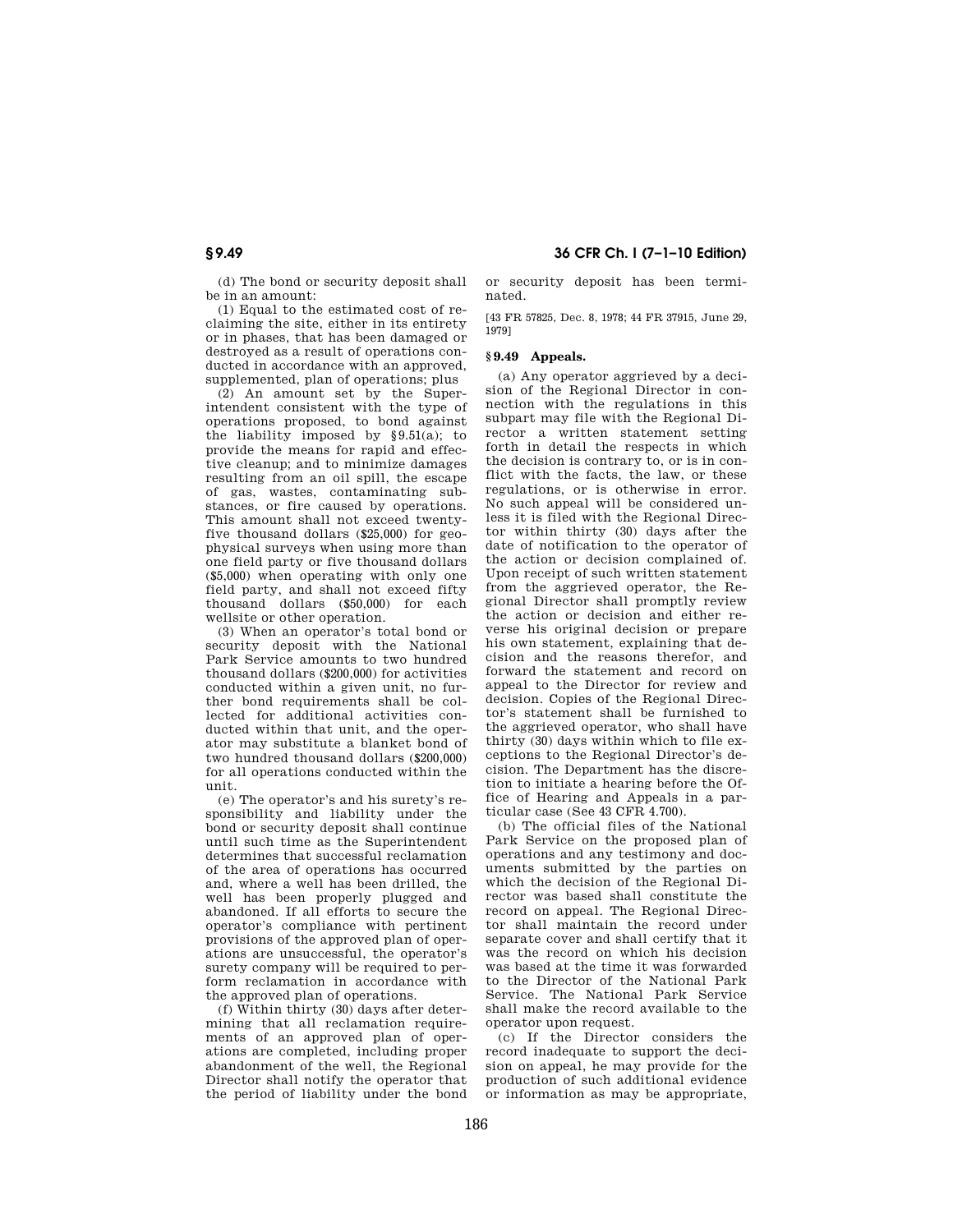(d) The bond or security deposit shall be in an amount:

(1) Equal to the estimated cost of reclaiming the site, either in its entirety or in phases, that has been damaged or destroyed as a result of operations conducted in accordance with an approved, supplemented, plan of operations; plus

(2) An amount set by the Superintendent consistent with the type of operations proposed, to bond against the liability imposed by §9.51(a); to provide the means for rapid and effective cleanup; and to minimize damages resulting from an oil spill, the escape of gas, wastes, contaminating substances, or fire caused by operations. This amount shall not exceed twenty-five thousand dollars ($25,000) for geophysical surveys when using more than one field party or five thousand dollars ($5,000) when operating with only one field party, and shall not exceed fifty thousand dollars ($50,000) for each wellsite or other operation.

(3) When an operator's total bond or security deposit with the National Park Service amounts to two hundred thousand dollars ($200,000) for activities conducted within a given unit, no further bond requirements shall be collected for additional activities conducted within that unit, and the operator may substitute a blanket bond of two hundred thousand dollars ($200,000) for all operations conducted within the unit.

(e) The operator's and his surety's responsibility and liability under the bond or security deposit shall continue until such time as the Superintendent determines that successful reclamation of the area of operations has occurred and, where a well has been drilled, the well has been properly plugged and abandoned. If all efforts to secure the operator's compliance with pertinent provisions of the approved plan of operations are unsuccessful, the operator's surety company will be required to perform reclamation in accordance with the approved plan of operations.

(f) Within thirty (30) days after determining that all reclamation requirements of an approved plan of operations are completed, including proper abandonment of the well, the Regional Director shall notify the operator that the period of liability under the bond or security deposit has been terminated.

[43 FR 57825, Dec. 8, 1978; 44 FR 37915, June 29, 1979]

## §9.49 Appeals.

(a) Any operator aggrieved by a decision of the Regional Director in connection with the regulations in this subpart may file with the Regional Director a written statement setting forth in detail the respects in which the decision is contrary to, or is in conflict with the facts, the law, or these regulations, or is otherwise in error. No such appeal will be considered unless it is filed with the Regional Director within thirty (30) days after the date of notification to the operator of the action or decision complained of. Upon receipt of such written statement from the aggrieved operator, the Regional Director shall promptly review the action or decision and either reverse his original decision or prepare his own statement, explaining that decision and the reasons therefor, and forward the statement and record on appeal to the Director for review and decision. Copies of the Regional Director's statement shall be furnished to the aggrieved operator, who shall have thirty (30) days within which to file exceptions to the Regional Director's decision. The Department has the discretion to initiate a hearing before the Office of Hearing and Appeals in a particular case (See 43 CFR 4.700).

(b) The official files of the National Park Service on the proposed plan of operations and any testimony and documents submitted by the parties on which the decision of the Regional Director was based shall constitute the record on appeal. The Regional Director shall maintain the record under separate cover and shall certify that it was the record on which his decision was based at the time it was forwarded to the Director of the National Park Service. The National Park Service shall make the record available to the operator upon request.

(c) If the Director considers the record inadequate to support the decision on appeal, he may provide for the production of such additional evidence or information as may be appropriate,